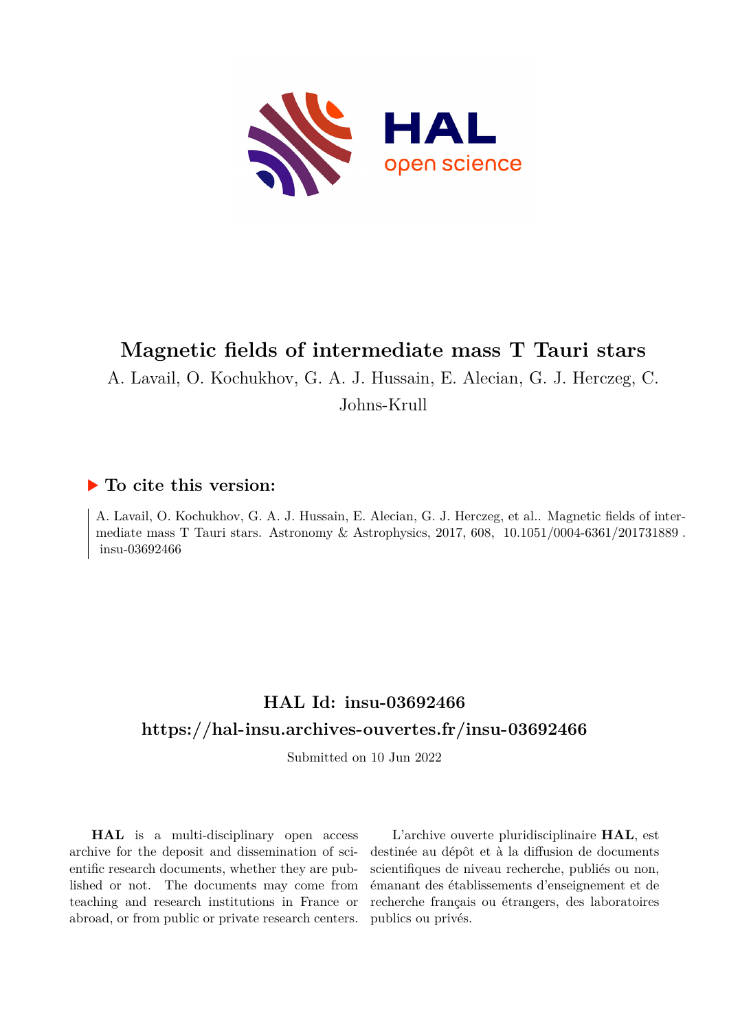# Magnetic fields of intermediate mass T Tauri stars

A. Lavail, O. Kochukhov, G. A. J. Hussain, E. Alecian, G. J. Herczeg, C. Johns-Krull

## ▶ To cite this version:

A. Lavail, O. Kochukhov, G. A. J. Hussain, E. Alecian, G. J. Herczeg, et al.. Magnetic fields of intermediate mass T Tauri stars. Astronomy & Astrophysics, 2017, 608, 10.1051/0004-6361/201731889 . insu-03692466

## HAL Id: insu-03692466

## https://hal-insu.archives-ouvertes.fr/insu-03692466

Submitted on 10 Jun 2022

**HAL** is a multi-disciplinary open access archive for the deposit and dissemination of scientific research documents, whether they are published or not. The documents may come from teaching and research institutions in France or abroad, or from public or private research centers.

L'archive ouverte pluridisciplinaire **HAL**, est destinée au dépôt et à la diffusion de documents scientifiques de niveau recherche, publiés ou non, émanant des établissements d'enseignement et de recherche français ou étrangers, des laboratoires publics ou privés.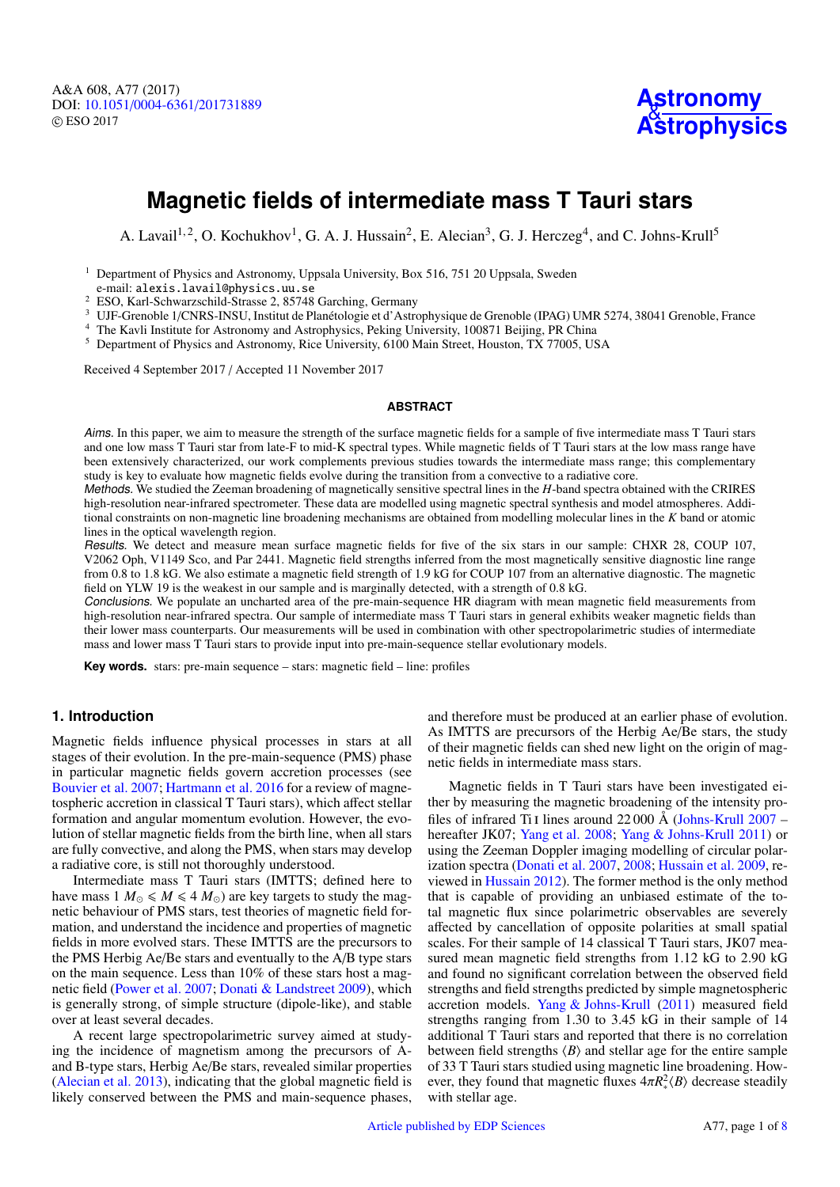# Magnetic fields of intermediate mass T Tauri stars

A. Lavail[1,2], O. Kochukhov[1], G. A. J. Hussain[2], E. Alecian[3], G. J. Herczeg[4], and C. Johns-Krull[5]

[1] Department of Physics and Astronomy, Uppsala University, Box 516, 751 20 Uppsala, Sweden
e-mail: alexis.lavail@physics.uu.se

[2] ESO, Karl-Schwarzschild-Strasse 2, 85748 Garching, Germany

[3] UJF-Grenoble 1/CNRS-INSU, Institut de Planétologie et d'Astrophysique de Grenoble (IPAG) UMR 5274, 38041 Grenoble, France

[4] The Kavli Institute for Astronomy and Astrophysics, Peking University, 100871 Beijing, PR China

[5] Department of Physics and Astronomy, Rice University, 6100 Main Street, Houston, TX 77005, USA

Received 4 September 2017 / Accepted 11 November 2017

## ABSTRACT

*Aims.* In this paper, we aim to measure the strength of the surface magnetic fields for a sample of five intermediate mass T Tauri stars and one low mass T Tauri star from late-F to mid-K spectral types. While magnetic fields of T Tauri stars at the low mass range have been extensively characterized, our work complements previous studies towards the intermediate mass range; this complementary study is key to evaluate how magnetic fields evolve during the transition from a convective to a radiative core.

*Methods.* We studied the Zeeman broadening of magnetically sensitive spectral lines in the *H*-band spectra obtained with the CRIRES high-resolution near-infrared spectrometer. These data are modelled using magnetic spectral synthesis and model atmospheres. Additional constraints on non-magnetic line broadening mechanisms are obtained from modelling molecular lines in the *K* band or atomic lines in the optical wavelength region.

*Results.* We detect and measure mean surface magnetic fields for five of the six stars in our sample: CHXR 28, COUP 107, V2062 Oph, V1149 Sco, and Par 2441. Magnetic field strengths inferred from the most magnetically sensitive diagnostic line range from 0.8 to 1.8 kG. We also estimate a magnetic field strength of 1.9 kG for COUP 107 from an alternative diagnostic. The magnetic field on YLW 19 is the weakest in our sample and is marginally detected, with a strength of 0.8 kG.

*Conclusions.* We populate an uncharted area of the pre-main-sequence HR diagram with mean magnetic field measurements from high-resolution near-infrared spectra. Our sample of intermediate mass T Tauri stars in general exhibits weaker magnetic fields than their lower mass counterparts. Our measurements will be used in combination with other spectropolarimetric studies of intermediate mass and lower mass T Tauri stars to provide input into pre-main-sequence stellar evolutionary models.

**Key words.** stars: pre-main sequence – stars: magnetic field – line: profiles

## 1. Introduction

Magnetic fields influence physical processes in stars at all stages of their evolution. In the pre-main-sequence (PMS) phase in particular magnetic fields govern accretion processes (see Bouvier et al. 2007; Hartmann et al. 2016 for a review of magnetospheric accretion in classical T Tauri stars), which affect stellar formation and angular momentum evolution. However, the evolution of stellar magnetic fields from the birth line, when all stars are fully convective, and along the PMS, when stars may develop a radiative core, is still not thoroughly understood.

Intermediate mass T Tauri stars (IMTTS; defined here to have mass $1\,M_\odot \leqslant M \leqslant 4\,M_\odot$) are key targets to study the magnetic behaviour of PMS stars, test theories of magnetic field formation, and understand the incidence and properties of magnetic fields in more evolved stars. These IMTTS are the precursors to the PMS Herbig Ae/Be stars and eventually to the A/B type stars on the main sequence. Less than 10% of these stars host a magnetic field (Power et al. 2007; Donati & Landstreet 2009), which is generally strong, of simple structure (dipole-like), and stable over at least several decades.

A recent large spectropolarimetric survey aimed at studying the incidence of magnetism among the precursors of A- and B-type stars, Herbig Ae/Be stars, revealed similar properties (Alecian et al. 2013), indicating that the global magnetic field is likely conserved between the PMS and main-sequence phases, and therefore must be produced at an earlier phase of evolution. As IMTTS are precursors of the Herbig Ae/Be stars, the study of their magnetic fields can shed new light on the origin of magnetic fields in intermediate mass stars.

Magnetic fields in T Tauri stars have been investigated either by measuring the magnetic broadening of the intensity profiles of infrared Ti I lines around 22 000 Å (Johns-Krull 2007 – hereafter JK07; Yang et al. 2008; Yang & Johns-Krull 2011) or using the Zeeman Doppler imaging modelling of circular polarization spectra (Donati et al. 2007, 2008; Hussain et al. 2009, reviewed in Hussain 2012). The former method is the only method that is capable of providing an unbiased estimate of the total magnetic flux since polarimetric observables are severely affected by cancellation of opposite polarities at small spatial scales. For their sample of 14 classical T Tauri stars, JK07 measured mean magnetic field strengths from 1.12 kG to 2.90 kG and found no significant correlation between the observed field strengths and field strengths predicted by simple magnetospheric accretion models. Yang & Johns-Krull (2011) measured field strengths ranging from 1.30 to 3.45 kG in their sample of 14 additional T Tauri stars and reported that there is no correlation between field strengths $\langle B \rangle$ and stellar age for the entire sample of 33 T Tauri stars studied using magnetic line broadening. However, they found that magnetic fluxes $4\pi R_\star^2 \langle B \rangle$ decrease steadily with stellar age.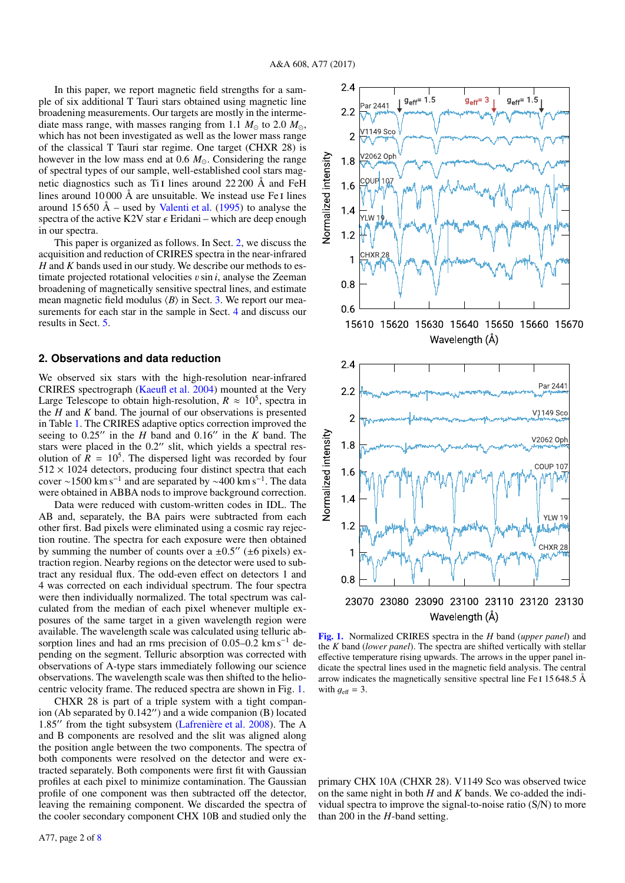In this paper, we report magnetic field strengths for a sample of six additional T Tauri stars obtained using magnetic line broadening measurements. Our targets are mostly in the intermediate mass range, with masses ranging from 1.1 $M_\odot$ to 2.0 $M_\odot$, which has not been investigated as well as the lower mass range of the classical T Tauri star regime. One target (CHXR 28) is however in the low mass end at 0.6 $M_\odot$. Considering the range of spectral types of our sample, well-established cool stars magnetic diagnostics such as Ti I lines around 22 200 Å and FeH lines around 10 000 Å are unsuitable. We instead use Fe I lines around 15 650 Å – used by Valenti et al. (1995) to analyse the spectra of the active K2V star $\epsilon$ Eridani – which are deep enough in our spectra.

This paper is organized as follows. In Sect. 2, we discuss the acquisition and reduction of CRIRES spectra in the near-infrared $H$ and $K$ bands used in our study. We describe our methods to estimate projected rotational velocities $v \sin i$, analyse the Zeeman broadening of magnetically sensitive spectral lines, and estimate mean magnetic field modulus $\langle B \rangle$ in Sect. 3. We report our measurements for each star in the sample in Sect. 4 and discuss our results in Sect. 5.

## 2. Observations and data reduction

We observed six stars with the high-resolution near-infrared CRIRES spectrograph (Kaeufl et al. 2004) mounted at the Very Large Telescope to obtain high-resolution, $R \approx 10^5$, spectra in the $H$ and $K$ band. The journal of our observations is presented in Table 1. The CRIRES adaptive optics correction improved the seeing to 0.25″ in the $H$ band and 0.16″ in the $K$ band. The stars were placed in the 0.2″ slit, which yields a spectral resolution of $R = 10^5$. The dispersed light was recorded by four 512 × 1024 detectors, producing four distinct spectra that each cover ∼1500 km s$^{-1}$ and are separated by ∼400 km s$^{-1}$. The data were obtained in ABBA nods to improve background correction.

Data were reduced with custom-written codes in IDL. The AB and, separately, the BA pairs were subtracted from each other first. Bad pixels were eliminated using a cosmic ray rejection routine. The spectra for each exposure were then obtained by summing the number of counts over a ±0.5″ (±6 pixels) extraction region. Nearby regions on the detector were used to subtract any residual flux. The odd-even effect on detectors 1 and 4 was corrected on each individual spectrum. The four spectra were then individually normalized. The total spectrum was calculated from the median of each pixel whenever multiple exposures of the same target in a given wavelength region were available. The wavelength scale was calculated using telluric absorption lines and had an rms precision of 0.05–0.2 km s$^{-1}$ depending on the segment. Telluric absorption was corrected with observations of A-type stars immediately following our science observations. The wavelength scale was then shifted to the heliocentric velocity frame. The reduced spectra are shown in Fig. 1.

CHXR 28 is part of a triple system with a tight companion (Ab separated by 0.142″) and a wide companion (B) located 1.85″ from the tight subsystem (Lafrenière et al. 2008). The A and B components are resolved and the slit was aligned along the position angle between the two components. The spectra of both components were resolved on the detector and were extracted separately. Both components were first fit with Gaussian profiles at each pixel to minimize contamination. The Gaussian profile of one component was then subtracted off the detector, leaving the remaining component. We discarded the spectra of the cooler secondary component CHX 10B and studied only the primary CHX 10A (CHXR 28). V1149 Sco was observed twice on the same night in both $H$ and $K$ bands. We co-added the individual spectra to improve the signal-to-noise ratio (S/N) to more than 200 in the $H$-band setting.

**Fig. 1.** Normalized CRIRES spectra in the $H$ band (*upper panel*) and the $K$ band (*lower panel*). The spectra are shifted vertically with stellar effective temperature rising upwards. The arrows in the upper panel indicate the spectral lines used in the magnetic field analysis. The central arrow indicates the magnetically sensitive spectral line Fe I 15 648.5 Å with $g_{\rm eff} = 3$.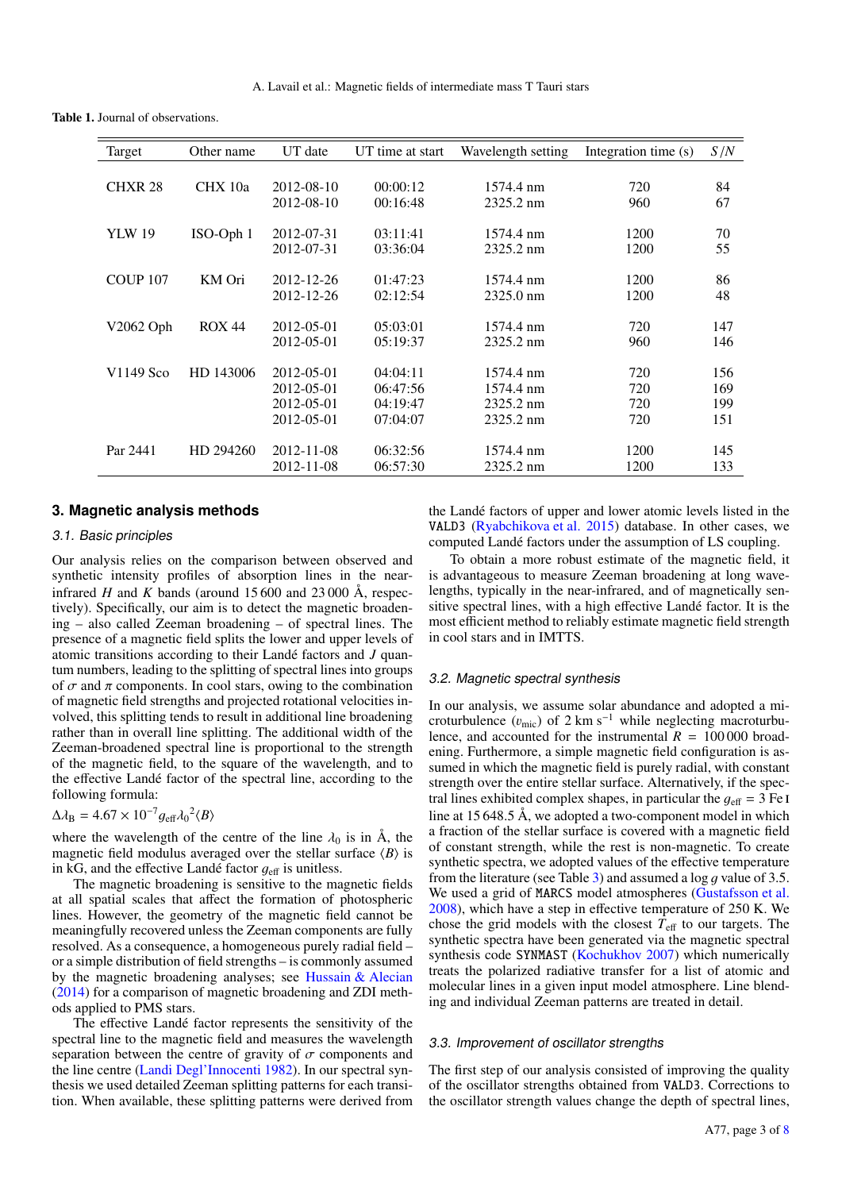**Table 1.** Journal of observations.

| Target | Other name | UT date | UT time at start | Wavelength setting | Integration time (s) | $S/N$ |
|---|---|---|---|---|---|---|
| CHXR 28 | CHX 10a | 2012-08-10 | 00:00:12 | 1574.4 nm | 720 | 84 |
| | | 2012-08-10 | 00:16:48 | 2325.2 nm | 960 | 67 |
| YLW 19 | ISO-Oph 1 | 2012-07-31 | 03:11:41 | 1574.4 nm | 1200 | 70 |
| | | 2012-07-31 | 03:36:04 | 2325.2 nm | 1200 | 55 |
| COUP 107 | KM Ori | 2012-12-26 | 01:47:23 | 1574.4 nm | 1200 | 86 |
| | | 2012-12-26 | 02:12:54 | 2325.0 nm | 1200 | 48 |
| V2062 Oph | ROX 44 | 2012-05-01 | 05:03:01 | 1574.4 nm | 720 | 147 |
| | | 2012-05-01 | 05:19:37 | 2325.2 nm | 960 | 146 |
| V1149 Sco | HD 143006 | 2012-05-01 | 04:04:11 | 1574.4 nm | 720 | 156 |
| | | 2012-05-01 | 06:47:56 | 1574.4 nm | 720 | 169 |
| | | 2012-05-01 | 04:19:47 | 2325.2 nm | 720 | 199 |
| | | 2012-05-01 | 07:04:07 | 2325.2 nm | 720 | 151 |
| Par 2441 | HD 294260 | 2012-11-08 | 06:32:56 | 1574.4 nm | 1200 | 145 |
| | | 2012-11-08 | 06:57:30 | 2325.2 nm | 1200 | 133 |

## 3. Magnetic analysis methods

### 3.1. Basic principles

Our analysis relies on the comparison between observed and synthetic intensity profiles of absorption lines in the near-infrared $H$ and $K$ bands (around 15 600 and 23 000 Å, respectively). Specifically, our aim is to detect the magnetic broadening – also called Zeeman broadening – of spectral lines. The presence of a magnetic field splits the lower and upper levels of atomic transitions according to their Landé factors and $J$ quantum numbers, leading to the splitting of spectral lines into groups of $\sigma$ and $\pi$ components. In cool stars, owing to the combination of magnetic field strengths and projected rotational velocities involved, this splitting tends to result in additional line broadening rather than in overall line splitting. The additional width of the Zeeman-broadened spectral line is proportional to the strength of the magnetic field, to the square of the wavelength, and to the effective Landé factor of the spectral line, according to the following formula:

$$\Delta\lambda_{\mathrm{B}} = 4.67 \times 10^{-7} g_{\mathrm{eff}} {\lambda_0}^2 \langle B \rangle$$

where the wavelength of the centre of the line $\lambda_0$ is in Å, the magnetic field modulus averaged over the stellar surface $\langle B \rangle$ is in kG, and the effective Landé factor $g_{\mathrm{eff}}$ is unitless.

The magnetic broadening is sensitive to the magnetic fields at all spatial scales that affect the formation of photospheric lines. However, the geometry of the magnetic field cannot be meaningfully recovered unless the Zeeman components are fully resolved. As a consequence, a homogeneous purely radial field – or a simple distribution of field strengths – is commonly assumed by the magnetic broadening analyses; see Hussain & Alecian (2014) for a comparison of magnetic broadening and ZDI methods applied to PMS stars.

The effective Landé factor represents the sensitivity of the spectral line to the magnetic field and measures the wavelength separation between the centre of gravity of $\sigma$ components and the line centre (Landi Degl'Innocenti 1982). In our spectral synthesis we used detailed Zeeman splitting patterns for each transition. When available, these splitting patterns were derived from the Landé factors of upper and lower atomic levels listed in the VALD3 (Ryabchikova et al. 2015) database. In other cases, we computed Landé factors under the assumption of LS coupling.

To obtain a more robust estimate of the magnetic field, it is advantageous to measure Zeeman broadening at long wavelengths, typically in the near-infrared, and of magnetically sensitive spectral lines, with a high effective Landé factor. It is the most efficient method to reliably estimate magnetic field strength in cool stars and in IMTTS.

### 3.2. Magnetic spectral synthesis

In our analysis, we assume solar abundance and adopted a microturbulence ($v_{\mathrm{mic}}$) of 2 km s$^{-1}$ while neglecting macroturbulence, and accounted for the instrumental $R$ = 100 000 broadening. Furthermore, a simple magnetic field configuration is assumed in which the magnetic field is purely radial, with constant strength over the entire stellar surface. Alternatively, if the spectral lines exhibited complex shapes, in particular the $g_{\mathrm{eff}}$ = 3 Fe I line at 15 648.5 Å, we adopted a two-component model in which a fraction of the stellar surface is covered with a magnetic field of constant strength, while the rest is non-magnetic. To create synthetic spectra, we adopted values of the effective temperature from the literature (see Table 3) and assumed a log $g$ value of 3.5. We used a grid of MARCS model atmospheres (Gustafsson et al. 2008), which have a step in effective temperature of 250 K. We chose the grid models with the closest $T_{\mathrm{eff}}$ to our targets. The synthetic spectra have been generated via the magnetic spectral synthesis code SYNMAST (Kochukhov 2007) which numerically treats the polarized radiative transfer for a list of atomic and molecular lines in a given input model atmosphere. Line blending and individual Zeeman patterns are treated in detail.

### 3.3. Improvement of oscillator strengths

The first step of our analysis consisted of improving the quality of the oscillator strengths obtained from VALD3. Corrections to the oscillator strength values change the depth of spectral lines,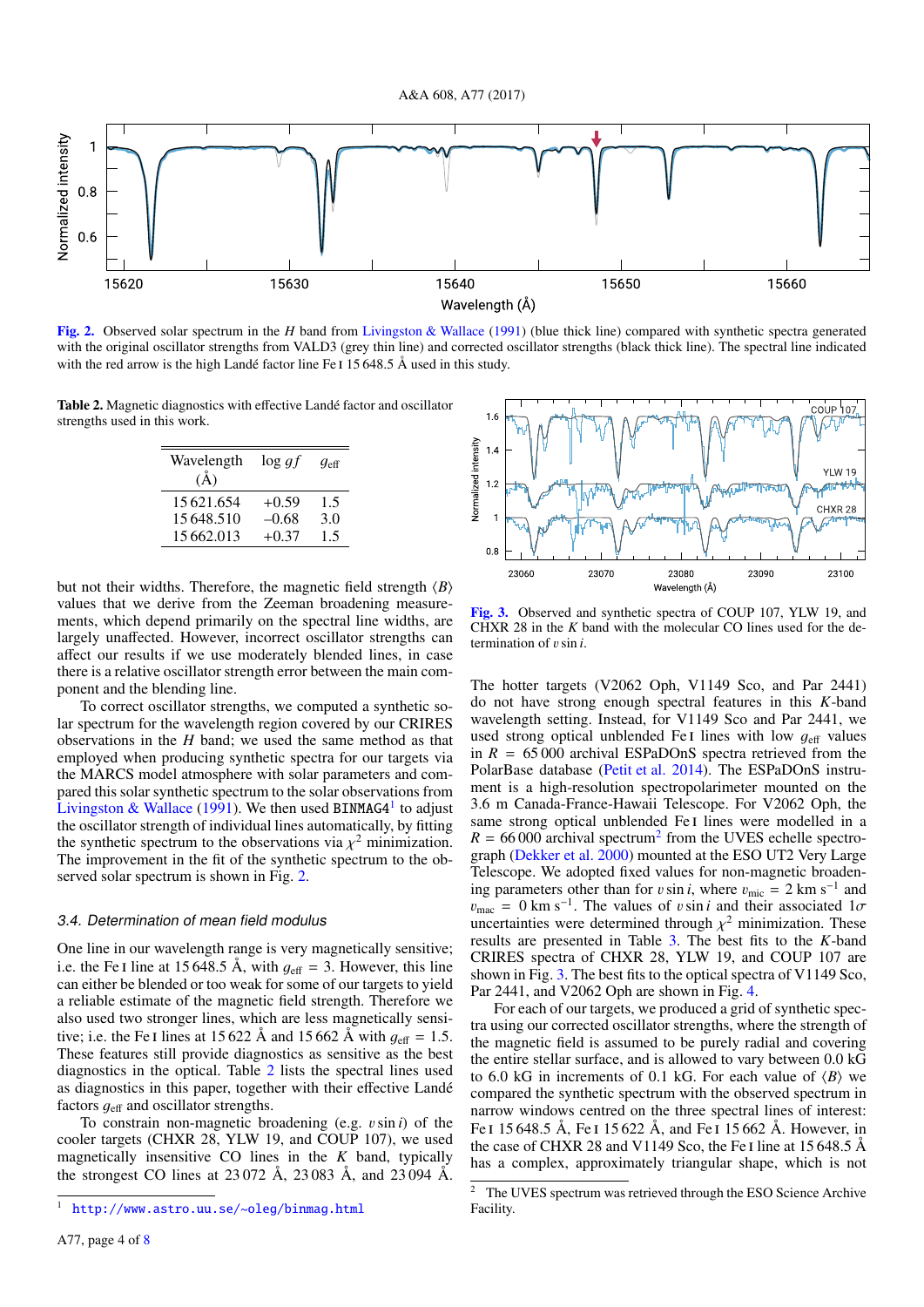**Fig. 2.** Observed solar spectrum in the $H$ band from Livingston & Wallace (1991) (blue thick line) compared with synthetic spectra generated with the original oscillator strengths from VALD3 (grey thin line) and corrected oscillator strengths (black thick line). The spectral line indicated with the red arrow is the high Landé factor line Fe I 15 648.5 Å used in this study.

**Table 2.** Magnetic diagnostics with effective Landé factor and oscillator strengths used in this work.

| Wavelength (Å) | log $gf$ | $g_{\rm eff}$ |
|---|---|---|
| 15 621.654 | +0.59 | 1.5 |
| 15 648.510 | –0.68 | 3.0 |
| 15 662.013 | +0.37 | 1.5 |

but not their widths. Therefore, the magnetic field strength $\langle B \rangle$ values that we derive from the Zeeman broadening measurements, which depend primarily on the spectral line widths, are largely unaffected. However, incorrect oscillator strengths can affect our results if we use moderately blended lines, in case there is a relative oscillator strength error between the main component and the blending line.

To correct oscillator strengths, we computed a synthetic solar spectrum for the wavelength region covered by our CRIRES observations in the $H$ band; we used the same method as that employed when producing synthetic spectra for our targets via the MARCS model atmosphere with solar parameters and compared this solar synthetic spectrum to the solar observations from Livingston & Wallace (1991). We then used BINMAG4[1] to adjust the oscillator strength of individual lines automatically, by fitting the synthetic spectrum to the observations via $\chi^2$ minimization. The improvement in the fit of the synthetic spectrum to the observed solar spectrum is shown in Fig. 2.

### 3.4. Determination of mean field modulus

One line in our wavelength range is very magnetically sensitive; i.e. the Fe I line at 15 648.5 Å, with $g_{\rm eff} = 3$. However, this line can either be blended or too weak for some of our targets to yield a reliable estimate of the magnetic field strength. Therefore we also used two stronger lines, which are less magnetically sensitive; i.e. the Fe I lines at 15 622 Å and 15 662 Å with $g_{\rm eff} = 1.5$. These features still provide diagnostics as sensitive as the best diagnostics in the optical. Table 2 lists the spectral lines used as diagnostics in this paper, together with their effective Landé factors $g_{\rm eff}$ and oscillator strengths.

To constrain non-magnetic broadening (e.g. $v \sin i$) of the cooler targets (CHXR 28, YLW 19, and COUP 107), we used magnetically insensitive CO lines in the $K$ band, typically the strongest CO lines at 23 072 Å, 23 083 Å, and 23 094 Å.

**Fig. 3.** Observed and synthetic spectra of COUP 107, YLW 19, and CHXR 28 in the $K$ band with the molecular CO lines used for the determination of $v \sin i$.

The hotter targets (V2062 Oph, V1149 Sco, and Par 2441) do not have strong enough spectral features in this $K$-band wavelength setting. Instead, for V1149 Sco and Par 2441, we used strong optical unblended Fe I lines with low $g_{\rm eff}$ values in $R$ = 65 000 archival ESPaDOnS spectra retrieved from the PolarBase database (Petit et al. 2014). The ESPaDOnS instrument is a high-resolution spectropolarimeter mounted on the 3.6 m Canada-France-Hawaii Telescope. For V2062 Oph, the same strong optical unblended Fe I lines were modelled in a $R$ = 66 000 archival spectrum[2] from the UVES echelle spectrograph (Dekker et al. 2000) mounted at the ESO UT2 Very Large Telescope. We adopted fixed values for non-magnetic broadening parameters other than for $v \sin i$, where $v_{\rm mic}$ = 2 km s$^{-1}$ and $v_{\rm mac}$ = 0 km s$^{-1}$. The values of $v \sin i$ and their associated 1$\sigma$ uncertainties were determined through $\chi^2$ minimization. These results are presented in Table 3. The best fits to the $K$-band CRIRES spectra of CHXR 28, YLW 19, and COUP 107 are shown in Fig. 3. The best fits to the optical spectra of V1149 Sco, Par 2441, and V2062 Oph are shown in Fig. 4.

For each of our targets, we produced a grid of synthetic spectra using our corrected oscillator strengths, where the strength of the magnetic field is assumed to be purely radial and covering the entire stellar surface, and is allowed to vary between 0.0 kG to 6.0 kG in increments of 0.1 kG. For each value of $\langle B \rangle$ we compared the synthetic spectrum with the observed spectrum in narrow windows centred on the three spectral lines of interest: Fe I 15 648.5 Å, Fe I 15 622 Å, and Fe I 15 662 Å. However, in the case of CHXR 28 and V1149 Sco, the Fe I line at 15 648.5 Å has a complex, approximately triangular shape, which is not

[1] http://www.astro.uu.se/~oleg/binmag.html

[2] The UVES spectrum was retrieved through the ESO Science Archive Facility.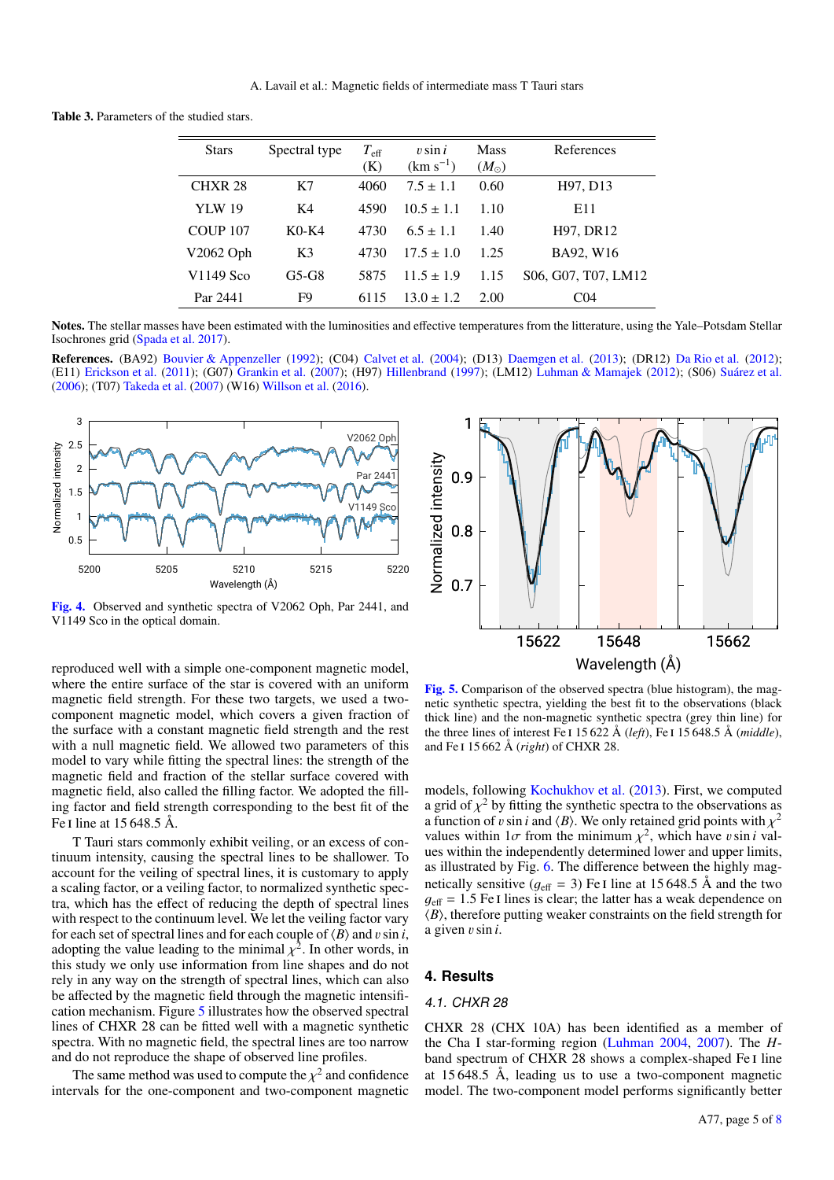**Table 3.** Parameters of the studied stars.

| Stars | Spectral type | $T_{\text{eff}}$ (K) | $v \sin i$ (km s$^{-1}$) | Mass ($M_{\odot}$) | References |
|---|---|---|---|---|---|
| CHXR 28 | K7 | 4060 | 7.5 ± 1.1 | 0.60 | H97, D13 |
| YLW 19 | K4 | 4590 | 10.5 ± 1.1 | 1.10 | E11 |
| COUP 107 | K0-K4 | 4730 | 6.5 ± 1.1 | 1.40 | H97, DR12 |
| V2062 Oph | K3 | 4730 | 17.5 ± 1.0 | 1.25 | BA92, W16 |
| V1149 Sco | G5-G8 | 5875 | 11.5 ± 1.9 | 1.15 | S06, G07, T07, LM12 |
| Par 2441 | F9 | 6115 | 13.0 ± 1.2 | 2.00 | C04 |

**Notes.** The stellar masses have been estimated with the luminosities and effective temperatures from the litterature, using the Yale–Potsdam Stellar Isochrones grid (Spada et al. 2017).

**References.** (BA92) Bouvier & Appenzeller (1992); (C04) Calvet et al. (2004); (D13) Daemgen et al. (2013); (DR12) Da Rio et al. (2012); (E11) Erickson et al. (2011); (G07) Grankin et al. (2007); (H97) Hillenbrand (1997); (LM12) Luhman & Mamajek (2012); (S06) Suárez et al. (2006); (T07) Takeda et al. (2007) (W16) Willson et al. (2016).

**Fig. 4.** Observed and synthetic spectra of V2062 Oph, Par 2441, and V1149 Sco in the optical domain.

reproduced well with a simple one-component magnetic model, where the entire surface of the star is covered with an uniform magnetic field strength. For these two targets, we used a two-component magnetic model, which covers a given fraction of the surface with a constant magnetic field strength and the rest with a null magnetic field. We allowed two parameters of this model to vary while fitting the spectral lines: the strength of the magnetic field and fraction of the stellar surface covered with magnetic field, also called the filling factor. We adopted the filling factor and field strength corresponding to the best fit of the Fe I line at 15 648.5 Å.

T Tauri stars commonly exhibit veiling, or an excess of continuum intensity, causing the spectral lines to be shallower. To account for the veiling of spectral lines, it is customary to apply a scaling factor, or a veiling factor, to normalized synthetic spectra, which has the effect of reducing the depth of spectral lines with respect to the continuum level. We let the veiling factor vary for each set of spectral lines and for each couple of $\langle B \rangle$ and $v \sin i$, adopting the value leading to the minimal $\chi^2$. In other words, in this study we only use information from line shapes and do not rely in any way on the strength of spectral lines, which can also be affected by the magnetic field through the magnetic intensification mechanism. Figure 5 illustrates how the observed spectral lines of CHXR 28 can be fitted well with a magnetic synthetic spectra. With no magnetic field, the spectral lines are too narrow and do not reproduce the shape of observed line profiles.

The same method was used to compute the $\chi^2$ and confidence intervals for the one-component and two-component magnetic

**Fig. 5.** Comparison of the observed spectra (blue histogram), the magnetic synthetic spectra, yielding the best fit to the observations (black thick line) and the non-magnetic synthetic spectra (grey thin line) for the three lines of interest Fe I 15 622 Å (*left*), Fe I 15 648.5 Å (*middle*), and Fe I 15 662 Å (*right*) of CHXR 28.

models, following Kochukhov et al. (2013). First, we computed a grid of $\chi^2$ by fitting the synthetic spectra to the observations as a function of $v \sin i$ and $\langle B \rangle$. We only retained grid points with $\chi^2$ values within $1\sigma$ from the minimum $\chi^2$, which have $v \sin i$ values within the independently determined lower and upper limits, as illustrated by Fig. 6. The difference between the highly magnetically sensitive ($g_{\text{eff}} = 3$) Fe I line at 15 648.5 Å and the two $g_{\text{eff}} = 1.5$ Fe I lines is clear; the latter has a weak dependence on $\langle B \rangle$, therefore putting weaker constraints on the field strength for a given $v \sin i$.

## 4. Results

### 4.1. CHXR 28

CHXR 28 (CHX 10A) has been identified as a member of the Cha I star-forming region (Luhman 2004, 2007). The *H*-band spectrum of CHXR 28 shows a complex-shaped Fe I line at 15 648.5 Å, leading us to use a two-component magnetic model. The two-component model performs significantly better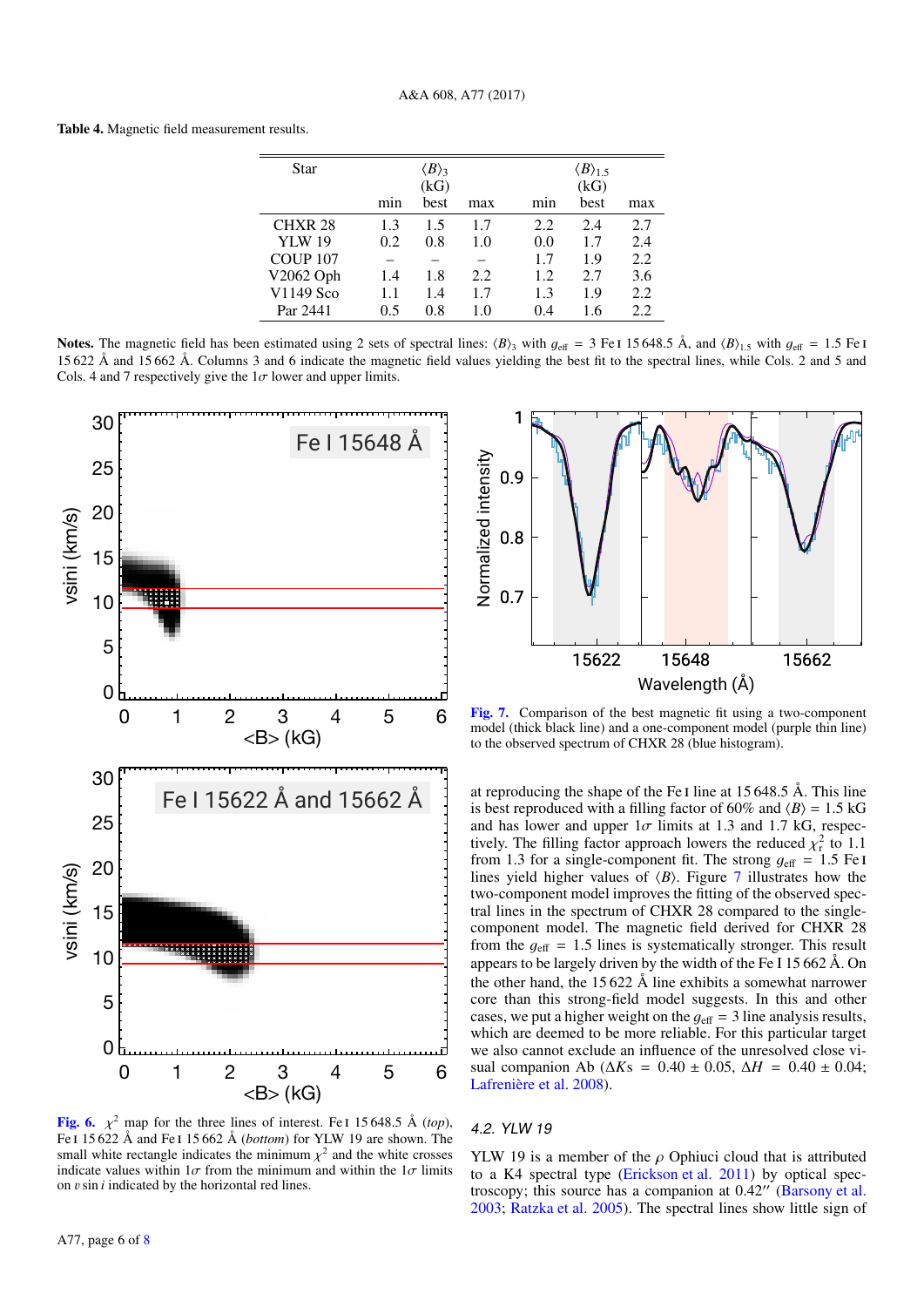**Table 4.** Magnetic field measurement results.

| Star | $\langle B \rangle_3$ (kG) | | | $\langle B \rangle_{1.5}$ (kG) | | |
|---|---|---|---|---|---|---|
| | min | best | max | min | best | max |
| CHXR 28 | 1.3 | 1.5 | 1.7 | 2.2 | 2.4 | 2.7 |
| YLW 19 | 0.2 | 0.8 | 1.0 | 0.0 | 1.7 | 2.4 |
| COUP 107 | – | – | – | 1.7 | 1.9 | 2.2 |
| V2062 Oph | 1.4 | 1.8 | 2.2 | 1.2 | 2.7 | 3.6 |
| V1149 Sco | 1.1 | 1.4 | 1.7 | 1.3 | 1.9 | 2.2 |
| Par 2441 | 0.5 | 0.8 | 1.0 | 0.4 | 1.6 | 2.2 |

**Notes.** The magnetic field has been estimated using 2 sets of spectral lines: $\langle B \rangle_3$ with $g_{\rm eff} = 3$ Fe I 15 648.5 Å, and $\langle B \rangle_{1.5}$ with $g_{\rm eff} = 1.5$ Fe I 15 622 Å and 15 662 Å. Columns 3 and 6 indicate the magnetic field values yielding the best fit to the spectral lines, while Cols. 2 and 5 and Cols. 4 and 7 respectively give the $1\sigma$ lower and upper limits.

**Fig. 6.** $\chi^2$ map for the three lines of interest. Fe I 15 648.5 Å (*top*), Fe I 15 622 Å and Fe I 15 662 Å (*bottom*) for YLW 19 are shown. The small white rectangle indicates the minimum $\chi^2$ and the white crosses indicate values within $1\sigma$ from the minimum and within the $1\sigma$ limits on $v \sin i$ indicated by the horizontal red lines.

**Fig. 7.** Comparison of the best magnetic fit using a two-component model (thick black line) and a one-component model (purple thin line) to the observed spectrum of CHXR 28 (blue histogram).

at reproducing the shape of the Fe I line at 15 648.5 Å. This line is best reproduced with a filling factor of 60% and $\langle B \rangle = 1.5$ kG and has lower and upper $1\sigma$ limits at 1.3 and 1.7 kG, respectively. The filling factor approach lowers the reduced $\chi^2_r$ to 1.1 from 1.3 for a single-component fit. The strong $g_{\rm eff} = 1.5$ Fe I lines yield higher values of $\langle B \rangle$. Figure 7 illustrates how the two-component model improves the fitting of the observed spectral lines in the spectrum of CHXR 28 compared to the single-component model. The magnetic field derived for CHXR 28 from the $g_{\rm eff} = 1.5$ lines is systematically stronger. This result appears to be largely driven by the width of the Fe I 15 662 Å. On the other hand, the 15 622 Å line exhibits a somewhat narrower core than this strong-field model suggests. In this and other cases, we put a higher weight on the $g_{\rm eff} = 3$ line analysis results, which are deemed to be more reliable. For this particular target we also cannot exclude an influence of the unresolved close visual companion Ab ($\Delta Ks = 0.40 \pm 0.05$, $\Delta H = 0.40 \pm 0.04$; Lafrenière et al. 2008).

### 4.2. YLW 19

YLW 19 is a member of the $\rho$ Ophiuci cloud that is attributed to a K4 spectral type (Erickson et al. 2011) by optical spectroscopy; this source has a companion at 0.42″ (Barsony et al. 2003; Ratzka et al. 2005). The spectral lines show little sign of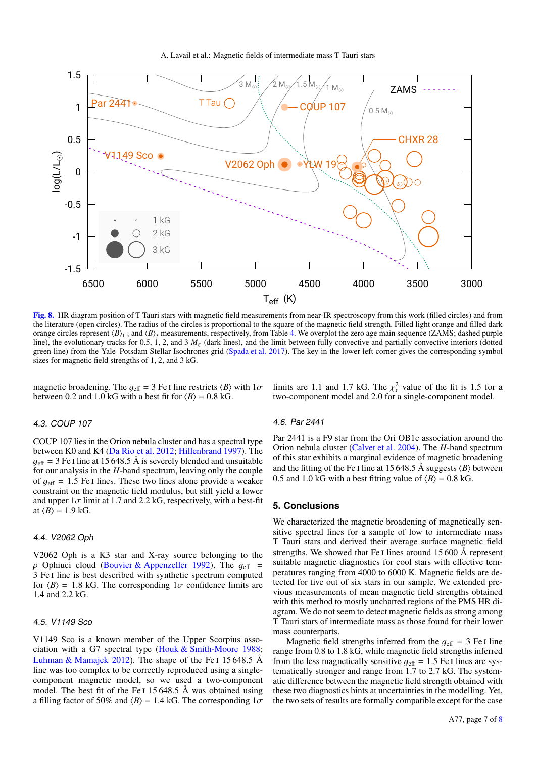Fig. 8. HR diagram position of T Tauri stars with magnetic field measurements from near-IR spectroscopy from this work (filled circles) and from the literature (open circles). The radius of the circles is proportional to the square of the magnetic field strength. Filled light orange and filled dark orange circles represent $\langle B \rangle_{1.5}$ and $\langle B \rangle_3$ measurements, respectively, from Table 4. We overplot the zero age main sequence (ZAMS; dashed purple line), the evolutionary tracks for 0.5, 1, 2, and 3 $M_{\odot}$ (dark lines), and the limit between fully convective and partially convective interiors (dotted green line) from the Yale–Potsdam Stellar Isochrones grid (Spada et al. 2017). The key in the lower left corner gives the corresponding symbol sizes for magnetic field strengths of 1, 2, and 3 kG.

magnetic broadening. The $g_{\rm eff}$ = 3 Fe I line restricts $\langle B \rangle$ with 1$\sigma$ between 0.2 and 1.0 kG with a best fit for $\langle B \rangle$ = 0.8 kG.

### 4.3. COUP 107

COUP 107 lies in the Orion nebula cluster and has a spectral type between K0 and K4 (Da Rio et al. 2012; Hillenbrand 1997). The $g_{\rm eff}$ = 3 Fe I line at 15 648.5 Å is severely blended and unsuitable for our analysis in the *H*-band spectrum, leaving only the couple of $g_{\rm eff}$ = 1.5 Fe I lines. These two lines alone provide a weaker constraint on the magnetic field modulus, but still yield a lower and upper 1$\sigma$ limit at 1.7 and 2.2 kG, respectively, with a best-fit at $\langle B \rangle$ = 1.9 kG.

### 4.4. V2062 Oph

V2062 Oph is a K3 star and X-ray source belonging to the $\rho$ Ophiuci cloud (Bouvier & Appenzeller 1992). The $g_{\rm eff}$ = 3 Fe I line is best described with synthetic spectrum computed for $\langle B \rangle$ = 1.8 kG. The corresponding 1$\sigma$ confidence limits are 1.4 and 2.2 kG.

### 4.5. V1149 Sco

V1149 Sco is a known member of the Upper Scorpius association with a G7 spectral type (Houk & Smith-Moore 1988; Luhman & Mamajek 2012). The shape of the Fe I 15 648.5 Å line was too complex to be correctly reproduced using a single-component magnetic model, so we used a two-component model. The best fit of the Fe I 15 648.5 Å was obtained using a filling factor of 50% and $\langle B \rangle$ = 1.4 kG. The corresponding 1$\sigma$ limits are 1.1 and 1.7 kG. The $\chi^2_r$ value of the fit is 1.5 for a two-component model and 2.0 for a single-component model.

### 4.6. Par 2441

Par 2441 is a F9 star from the Ori OB1c association around the Orion nebula cluster (Calvet et al. 2004). The *H*-band spectrum of this star exhibits a marginal evidence of magnetic broadening and the fitting of the Fe I line at 15 648.5 Å suggests $\langle B \rangle$ between 0.5 and 1.0 kG with a best fitting value of $\langle B \rangle$ = 0.8 kG.

## 5. Conclusions

We characterized the magnetic broadening of magnetically sensitive spectral lines for a sample of low to intermediate mass T Tauri stars and derived their average surface magnetic field strengths. We showed that Fe I lines around 15 600 Å represent suitable magnetic diagnostics for cool stars with effective temperatures ranging from 4000 to 6000 K. Magnetic fields are detected for five out of six stars in our sample. We extended previous measurements of mean magnetic field strengths obtained with this method to mostly uncharted regions of the PMS HR diagram. We do not seem to detect magnetic fields as strong among T Tauri stars of intermediate mass as those found for their lower mass counterparts.

Magnetic field strengths inferred from the $g_{\rm eff}$ = 3 Fe I line range from 0.8 to 1.8 kG, while magnetic field strengths inferred from the less magnetically sensitive $g_{\rm eff}$ = 1.5 Fe I lines are systematically stronger and range from 1.7 to 2.7 kG. The systematic difference between the magnetic field strength obtained with these two diagnostics hints at uncertainties in the modelling. Yet, the two sets of results are formally compatible except for the case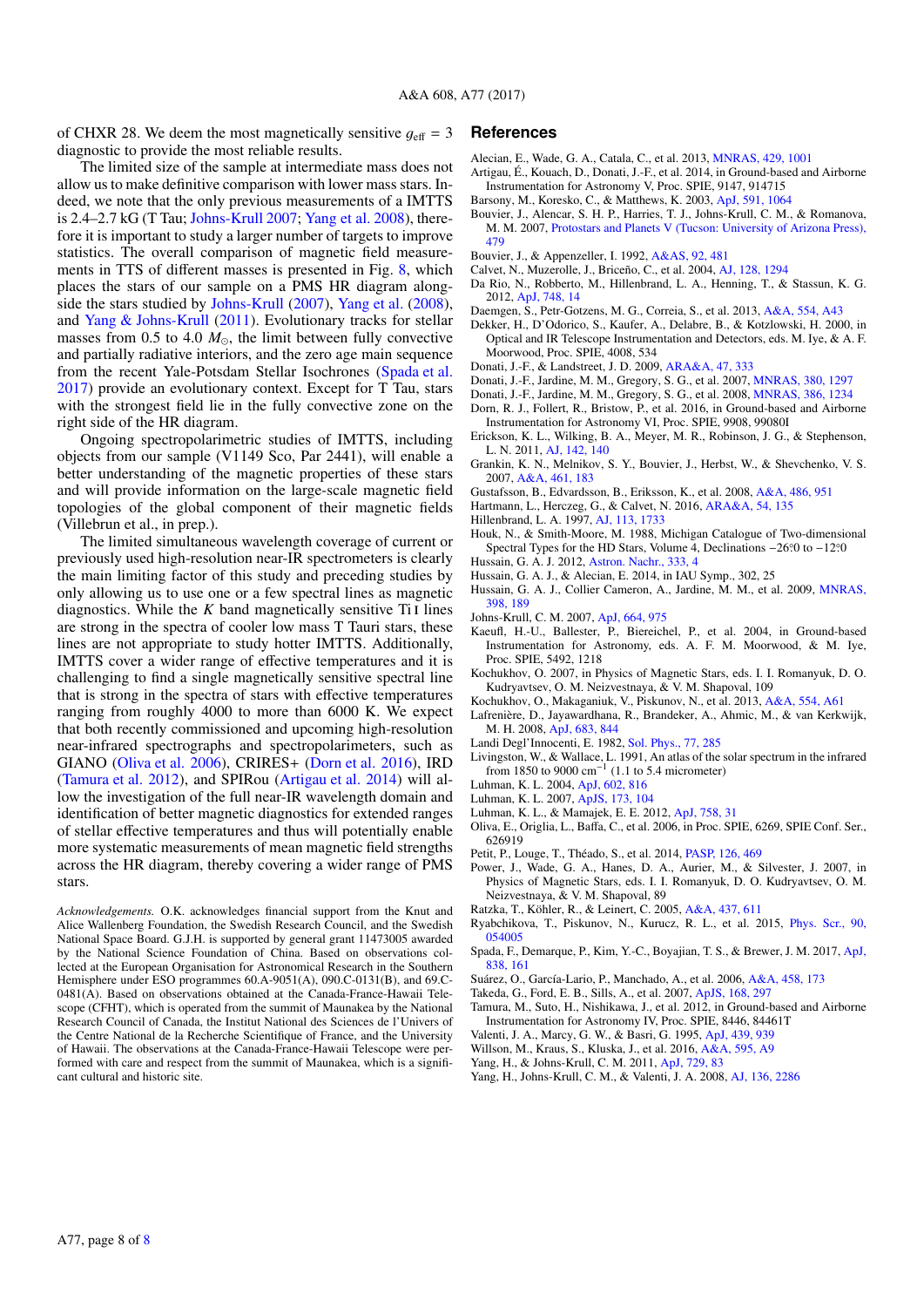of CHXR 28. We deem the most magnetically sensitive $g_{\rm eff} = 3$ diagnostic to provide the most reliable results.

The limited size of the sample at intermediate mass does not allow us to make definitive comparison with lower mass stars. Indeed, we note that the only previous measurements of a IMTTS is 2.4–2.7 kG (T Tau; Johns-Krull 2007; Yang et al. 2008), therefore it is important to study a larger number of targets to improve statistics. The overall comparison of magnetic field measurements in TTS of different masses is presented in Fig. 8, which places the stars of our sample on a PMS HR diagram alongside the stars studied by Johns-Krull (2007), Yang et al. (2008), and Yang & Johns-Krull (2011). Evolutionary tracks for stellar masses from 0.5 to 4.0 $M_{\odot}$, the limit between fully convective and partially radiative interiors, and the zero age main sequence from the recent Yale-Potsdam Stellar Isochrones (Spada et al. 2017) provide an evolutionary context. Except for T Tau, stars with the strongest field lie in the fully convective zone on the right side of the HR diagram.

Ongoing spectropolarimetric studies of IMTTS, including objects from our sample (V1149 Sco, Par 2441), will enable a better understanding of the magnetic properties of these stars and will provide information on the large-scale magnetic field topologies of the global component of their magnetic fields (Villebrun et al., in prep.).

The limited simultaneous wavelength coverage of current or previously used high-resolution near-IR spectrometers is clearly the main limiting factor of this study and preceding studies by only allowing us to use one or a few spectral lines as magnetic diagnostics. While the $K$ band magnetically sensitive Ti I lines are strong in the spectra of cooler low mass T Tauri stars, these lines are not appropriate to study hotter IMTTS. Additionally, IMTTS cover a wider range of effective temperatures and it is challenging to find a single magnetically sensitive spectral line that is strong in the spectra of stars with effective temperatures ranging from roughly 4000 to more than 6000 K. We expect that both recently commissioned and upcoming high-resolution near-infrared spectrographs and spectropolarimeters, such as GIANO (Oliva et al. 2006), CRIRES+ (Dorn et al. 2016), IRD (Tamura et al. 2012), and SPIRou (Artigau et al. 2014) will allow the investigation of the full near-IR wavelength domain and identification of better magnetic diagnostics for extended ranges of stellar effective temperatures and thus will potentially enable more systematic measurements of mean magnetic field strengths across the HR diagram, thereby covering a wider range of PMS stars.

*Acknowledgements.* O.K. acknowledges financial support from the Knut and Alice Wallenberg Foundation, the Swedish Research Council, and the Swedish National Space Board. G.J.H. is supported by general grant 11473005 awarded by the National Science Foundation of China. Based on observations collected at the European Organisation for Astronomical Research in the Southern Hemisphere under ESO programmes 60.A-9051(A), 090.C-0131(B), and 69.C-0481(A). Based on observations obtained at the Canada-France-Hawaii Telescope (CFHT), which is operated from the summit of Maunakea by the National Research Council of Canada, the Institut National des Sciences de l'Univers of the Centre National de la Recherche Scientifique of France, and the University of Hawaii. The observations at the Canada-France-Hawaii Telescope were performed with care and respect from the summit of Maunakea, which is a significant cultural and historic site.

## References

Alecian, E., Wade, G. A., Catala, C., et al. 2013, MNRAS, 429, 1001
Artigau, É., Kouach, D., Donati, J.-F., et al. 2014, in Ground-based and Airborne Instrumentation for Astronomy V, Proc. SPIE, 9147, 914715
Barsony, M., Koresko, C., & Matthews, K. 2003, ApJ, 591, 1064
Bouvier, J., Alencar, S. H. P., Harries, T. J., Johns-Krull, C. M., & Romanova, M. M. 2007, Protostars and Planets V (Tucson: University of Arizona Press), 479
Bouvier, J., & Appenzeller, I. 1992, A&AS, 92, 481
Calvet, N., Muzerolle, J., Briceño, C., et al. 2004, AJ, 128, 1294
Da Rio, N., Robberto, M., Hillenbrand, L. A., Henning, T., & Stassun, K. G. 2012, ApJ, 748, 14
Daemgen, S., Petr-Gotzens, M. G., Correia, S., et al. 2013, A&A, 554, A43
Dekker, H., D'Odorico, S., Kaufer, A., Delabre, B., & Kotzlowski, H. 2000, in Optical and IR Telescope Instrumentation and Detectors, eds. M. Iye, & A. F. Moorwood, Proc. SPIE, 4008, 534
Donati, J.-F., & Landstreet, J. D. 2009, ARA&A, 47, 333
Donati, J.-F., Jardine, M. M., Gregory, S. G., et al. 2007, MNRAS, 380, 1297
Donati, J.-F., Jardine, M. M., Gregory, S. G., et al. 2008, MNRAS, 386, 1234
Dorn, R. J., Follert, R., Bristow, P., et al. 2016, in Ground-based and Airborne Instrumentation for Astronomy VI, Proc. SPIE, 9908, 99080I
Erickson, K. L., Wilking, B. A., Meyer, M. R., Robinson, J. G., & Stephenson, L. N. 2011, AJ, 142, 140
Grankin, K. N., Melnikov, S. Yu., Bouvier, J., Herbst, W., & Shevchenko, V. S. 2007, A&A, 461, 183
Gustafsson, B., Edvardsson, B., Eriksson, K., et al. 2008, A&A, 486, 951
Hartmann, L., Herczeg, G., & Calvet, N. 2016, ARA&A, 54, 135
Hillenbrand, L. A. 1997, AJ, 113, 1733
Houk, N., & Smith-Moore, M. 1988, Michigan Catalogue of Two-dimensional Spectral Types for the HD Stars, Volume 4, Declinations −26°0 to −12°0
Hussain, G. A. J. 2012, Astron. Nachr., 333, 4
Hussain, G. A. J., & Alecian, E. 2014, in IAU Symp., 302, 25
Hussain, G. A. J., Collier Cameron, A., Jardine, M. M., et al. 2009, MNRAS, 398, 189
Johns-Krull, C. M. 2007, ApJ, 664, 975
Kaeufl, H.-U., Ballester, P., Biereichel, P., et al. 2004, in Ground-based Instrumentation for Astronomy, eds. A. F. M. Moorwood, & M. Iye, Proc. SPIE, 5492, 1218
Kochukhov, O. 2007, in Physics of Magnetic Stars, eds. I. I. Romanyuk, D. O. Kudryavtsev, O. M. Neizvestnaya, & V. M. Shapoval, 109
Kochukhov, O., Makaganiuk, V., Piskunov, N., et al. 2013, A&A, 554, A61
Lafrenière, D., Jayawardhana, R., Brandeker, A., Ahmic, M., & van Kerkwijk, M. H. 2008, ApJ, 683, 844
Landi Degl'Innocenti, E. 1982, Sol. Phys., 77, 285
Livingston, W., & Wallace, L. 1991, An atlas of the solar spectrum in the infrared from 1850 to 9000 cm$^{-1}$ (1.1 to 5.4 micrometer)
Luhman, K. L. 2004, ApJ, 602, 816
Luhman, K. L. 2007, ApJS, 173, 104
Luhman, K. L., & Mamajek, E. E. 2012, ApJ, 758, 31
Oliva, E., Origlia, L., Baffa, C., et al. 2006, in Proc. SPIE, 6269, SPIE Conf. Ser., 626919
Petit, P., Louge, T., Théado, S., et al. 2014, PASP, 126, 469
Power, J., Wade, G. A., Hanes, D. A., Aurier, M., & Silvester, J. 2007, in Physics of Magnetic Stars, eds. I. I. Romanyuk, D. O. Kudryavtsev, O. M. Neizvestnaya, & V. M. Shapoval, 89
Ratzka, T., Köhler, R., & Leinert, C. 2005, A&A, 437, 611
Ryabchikova, T., Piskunov, N., Kurucz, R. L., et al. 2015, Phys. Scr., 90, 054005
Spada, F., Demarque, P., Kim, Y.-C., Boyajian, T. S., & Brewer, J. M. 2017, ApJ, 838, 161
Suárez, O., García-Lario, P., Manchado, A., et al. 2006, A&A, 458, 173
Takeda, G., Ford, E. B., Sills, A., et al. 2007, ApJS, 168, 297
Tamura, M., Suto, H., Nishikawa, J., et al. 2012, in Ground-based and Airborne Instrumentation for Astronomy IV, Proc. SPIE, 8446, 84461T
Valenti, J. A., Marcy, G. W., & Basri, G. 1995, ApJ, 439, 939
Willson, M., Kraus, S., Kluska, J., et al. 2016, A&A, 595, A9
Yang, H., & Johns-Krull, C. M. 2011, ApJ, 729, 83
Yang, H., Johns-Krull, C. M., & Valenti, J. A. 2008, AJ, 136, 2286